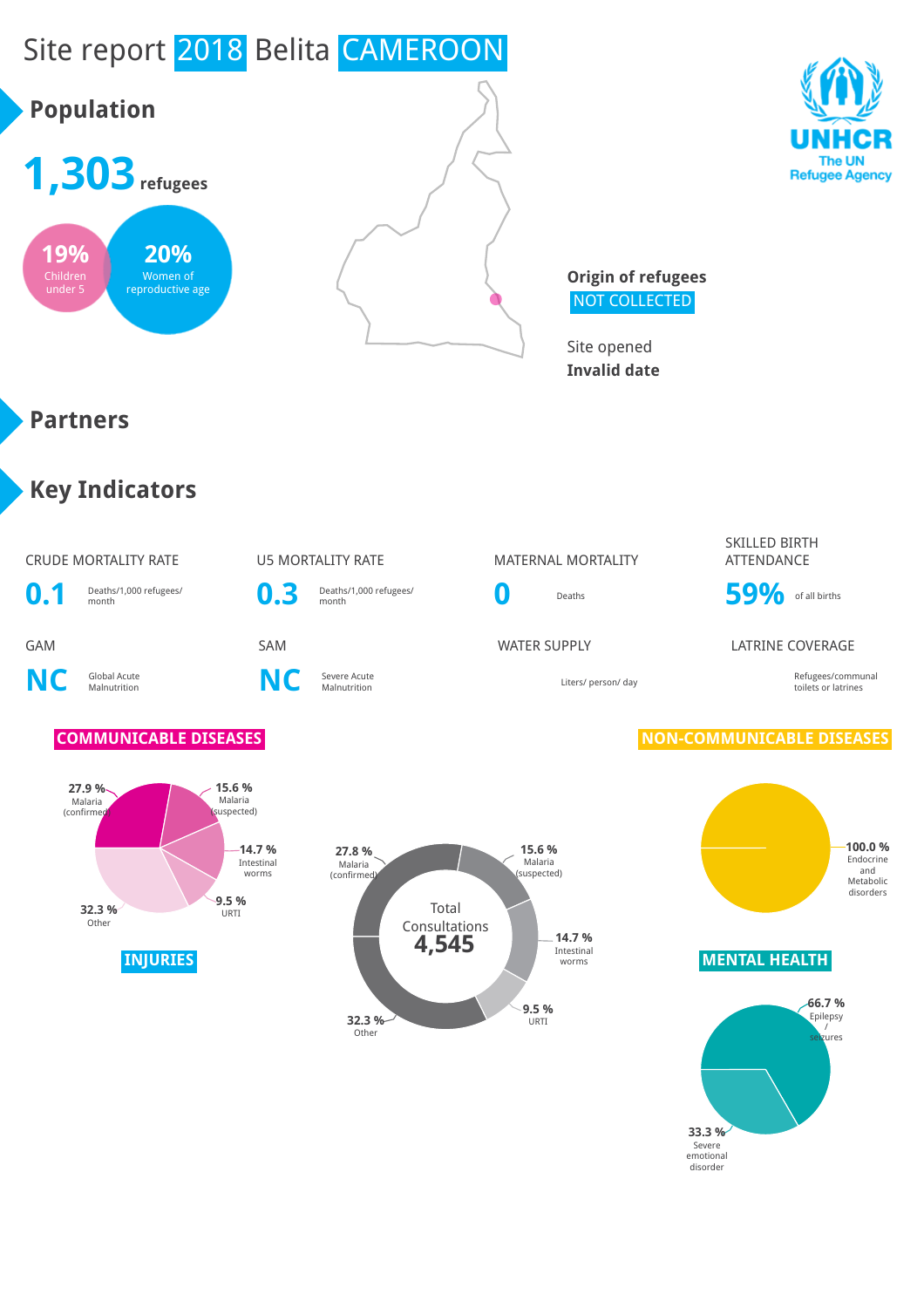# Site report 2018 Belita CAMEROON

## Population

**1,303** refugees

**19%** Children under 5

**20%** Women of reproductive age

**Origin of refugees**
NOT COLLECTED

Site opened
**Invalid date**

## Partners

## Key Indicators

| CRUDE MORTALITY RATE | U5 MORTALITY RATE | MATERNAL MORTALITY | SKILLED BIRTH ATTENDANCE |
|---|---|---|---|
| **0.1** Deaths/1,000 refugees/ month | **0.3** Deaths/1,000 refugees/ month | **0** Deaths | **59%** of all births |

| GAM | SAM | WATER SUPPLY | LATRINE COVERAGE |
|---|---|---|---|
| **NC** Global Acute Malnutrition | **NC** Severe Acute Malnutrition | Liters/ person/ day | Refugees/communal toilets or latrines |

### COMMUNICABLE DISEASES

- 27.9 % Malaria (confirmed)
- 15.6 % Malaria (suspected)
- 14.7 % Intestinal worms
- 9.5 % URTI
- 32.3 % Other

### Total Consultations 4,545

- 27.8 % Malaria (confirmed)
- 15.6 % Malaria (suspected)
- 14.7 % Intestinal worms
- 9.5 % URTI
- 32.3 % Other

### NON-COMMUNICABLE DISEASES

- 100.0 % Endocrine and Metabolic disorders

### INJURIES

### MENTAL HEALTH

- 66.7 % Epilepsy / seizures
- 33.3 % Severe emotional disorder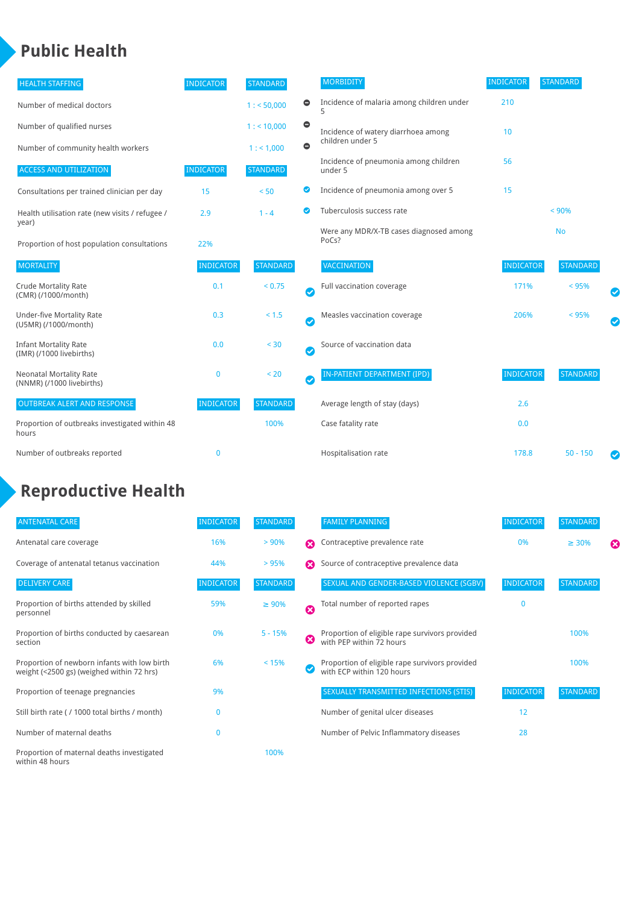# Public Health

| HEALTH STAFFING | INDICATOR | STANDARD | |
|---|---|---|---|
| Number of medical doctors | | 1 : < 50,000 | ⊖ |
| Number of qualified nurses | | 1 : < 10,000 | ⊖ |
| Number of community health workers | | 1 : < 1,000 | ⊖ |

| ACCESS AND UTILIZATION | INDICATOR | STANDARD | |
|---|---|---|---|
| Consultations per trained clinician per day | 15 | < 50 | ✔ |
| Health utilisation rate (new visits / refugee / year) | 2.9 | 1 - 4 | ✔ |
| Proportion of host population consultations | 22% | | |

| MORTALITY | INDICATOR | STANDARD | |
|---|---|---|---|
| Crude Mortality Rate (CMR) (/1000/month) | 0.1 | < 0.75 | ✔ |
| Under-five Mortality Rate (U5MR) (/1000/month) | 0.3 | < 1.5 | ✔ |
| Infant Mortality Rate (IMR) (/1000 livebirths) | 0.0 | < 30 | ✔ |
| Neonatal Mortality Rate (NNMR) (/1000 livebirths) | 0 | < 20 | ✔ |

| OUTBREAK ALERT AND RESPONSE | INDICATOR | STANDARD |
|---|---|---|
| Proportion of outbreaks investigated within 48 hours | | 100% |
| Number of outbreaks reported | 0 | |

| MORBIDITY | INDICATOR | STANDARD |
|---|---|---|
| Incidence of malaria among children under 5 | 210 | |
| Incidence of watery diarrhoea among children under 5 | 10 | |
| Incidence of pneumonia among children under 5 | 56 | |
| Incidence of pneumonia among over 5 | 15 | |
| Tuberculosis success rate | | < 90% |
| Were any MDR/X-TB cases diagnosed among PoCs? | | No |

| VACCINATION | INDICATOR | STANDARD | |
|---|---|---|---|
| Full vaccination coverage | 171% | < 95% | ✔ |
| Measles vaccination coverage | 206% | < 95% | ✔ |
| Source of vaccination data | | | |

| IN-PATIENT DEPARTMENT (IPD) | INDICATOR | STANDARD | |
|---|---|---|---|
| Average length of stay (days) | 2.6 | | |
| Case fatality rate | 0.0 | | |
| Hospitalisation rate | 178.8 | 50 - 150 | ✔ |

# Reproductive Health

| ANTENATAL CARE | INDICATOR | STANDARD | |
|---|---|---|---|
| Antenatal care coverage | 16% | > 90% | ✖ |
| Coverage of antenatal tetanus vaccination | 44% | > 95% | ✖ |

| DELIVERY CARE | INDICATOR | STANDARD | |
|---|---|---|---|
| Proportion of births attended by skilled personnel | 59% | ≥ 90% | ✖ |
| Proportion of births conducted by caesarean section | 0% | 5 - 15% | ✖ |
| Proportion of newborn infants with low birth weight (<2500 gs) (weighed within 72 hrs) | 6% | < 15% | ✔ |
| Proportion of teenage pregnancies | 9% | | |
| Still birth rate ( / 1000 total births / month) | 0 | | |
| Number of maternal deaths | 0 | | |
| Proportion of maternal deaths investigated within 48 hours | | 100% | |

| FAMILY PLANNING | INDICATOR | STANDARD | |
|---|---|---|---|
| Contraceptive prevalence rate | 0% | ≥ 30% | ✖ |
| Source of contraceptive prevalence data | | | |

| SEXUAL AND GENDER-BASED VIOLENCE (SGBV) | INDICATOR | STANDARD |
|---|---|---|
| Total number of reported rapes | 0 | |
| Proportion of eligible rape survivors provided with PEP within 72 hours | | 100% |
| Proportion of eligible rape survivors provided with ECP within 120 hours | | 100% |

| SEXUALLY TRANSMITTED INFECTIONS (STIS) | INDICATOR | STANDARD |
|---|---|---|
| Number of genital ulcer diseases | 12 | |
| Number of Pelvic Inflammatory diseases | 28 | |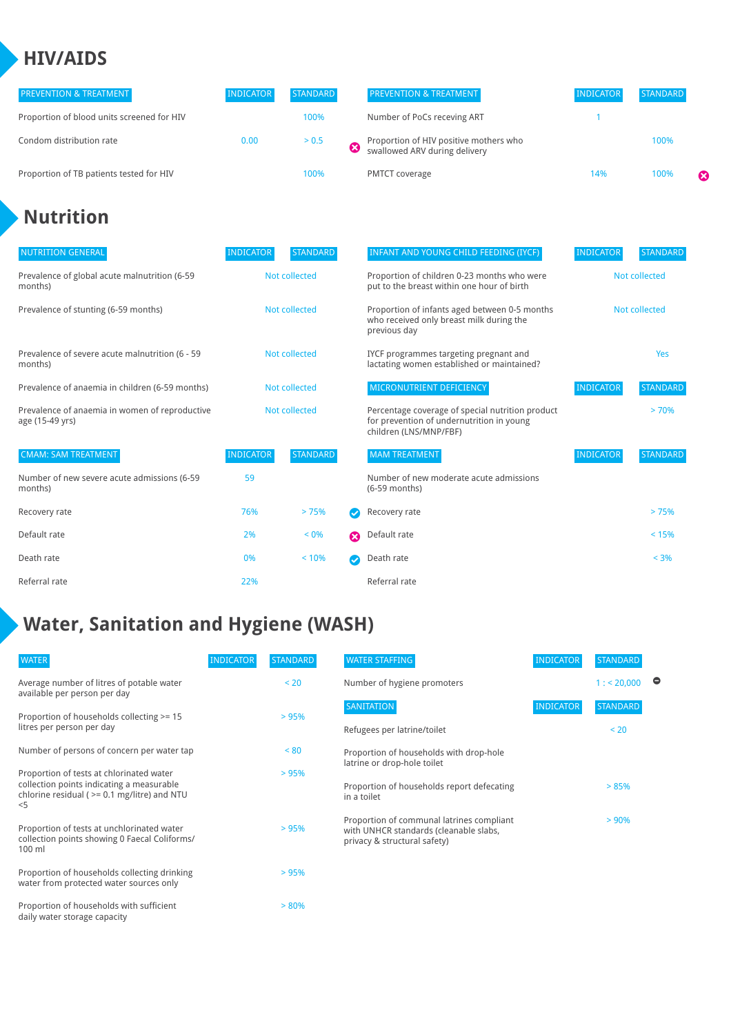# HIV/AIDS

| PREVENTION & TREATMENT | INDICATOR | STANDARD |
|---|---|---|
| Proportion of blood units screened for HIV | | 100% |
| Condom distribution rate | 0.00 | > 0.5 |
| Proportion of TB patients tested for HIV | | 100% |

| PREVENTION & TREATMENT | INDICATOR | STANDARD |
|---|---|---|
| Number of PoCs receving ART | 1 | |
| Proportion of HIV positive mothers who swallowed ARV during delivery | | 100% |
| PMTCT coverage | 14% | 100% |

# Nutrition

| NUTRITION GENERAL | INDICATOR | STANDARD |
|---|---|---|
| Prevalence of global acute malnutrition (6-59 months) | Not collected | |
| Prevalence of stunting (6-59 months) | Not collected | |
| Prevalence of severe acute malnutrition (6 - 59 months) | Not collected | |
| Prevalence of anaemia in children (6-59 months) | Not collected | |
| Prevalence of anaemia in women of reproductive age (15-49 yrs) | Not collected | |

| INFANT AND YOUNG CHILD FEEDING (IYCF) | INDICATOR | STANDARD |
|---|---|---|
| Proportion of children 0-23 months who were put to the breast within one hour of birth | Not collected | |
| Proportion of infants aged between 0-5 months who received only breast milk during the previous day | Not collected | |
| IYCF programmes targeting pregnant and lactating women established or maintained? | | Yes |

| MICRONUTRIENT DEFICIENCY | INDICATOR | STANDARD |
|---|---|---|
| Percentage coverage of special nutrition product for prevention of undernutrition in young children (LNS/MNP/FBF) | | > 70% |

| CMAM: SAM TREATMENT | INDICATOR | STANDARD |
|---|---|---|
| Number of new severe acute admissions (6-59 months) | 59 | |
| Recovery rate | 76% | > 75% |
| Default rate | 2% | < 0% |
| Death rate | 0% | < 10% |
| Referral rate | 22% | |

| MAM TREATMENT | INDICATOR | STANDARD |
|---|---|---|
| Number of new moderate acute admissions (6-59 months) | | |
| Recovery rate | | > 75% |
| Default rate | | < 15% |
| Death rate | | < 3% |
| Referral rate | | |

# Water, Sanitation and Hygiene (WASH)

| WATER | INDICATOR | STANDARD |
|---|---|---|
| Average number of litres of potable water available per person per day | | < 20 |
| Proportion of households collecting >= 15 litres per person per day | | > 95% |
| Number of persons of concern per water tap | | < 80 |
| Proportion of tests at chlorinated water collection points indicating a measurable chlorine residual ( >= 0.1 mg/litre) and NTU <5 | | > 95% |
| Proportion of tests at unchlorinated water collection points showing 0 Faecal Coliforms/ 100 ml | | > 95% |
| Proportion of households collecting drinking water from protected water sources only | | > 95% |
| Proportion of households with sufficient daily water storage capacity | | > 80% |

| WATER STAFFING | INDICATOR | STANDARD |
|---|---|---|
| Number of hygiene promoters | | 1 : < 20,000 |

| SANITATION | INDICATOR | STANDARD |
|---|---|---|
| Refugees per latrine/toilet | | < 20 |
| Proportion of households with drop-hole latrine or drop-hole toilet | | |
| Proportion of households report defecating in a toilet | | > 85% |
| Proportion of communal latrines compliant with UNHCR standards (cleanable slabs, privacy & structural safety) | | > 90% |